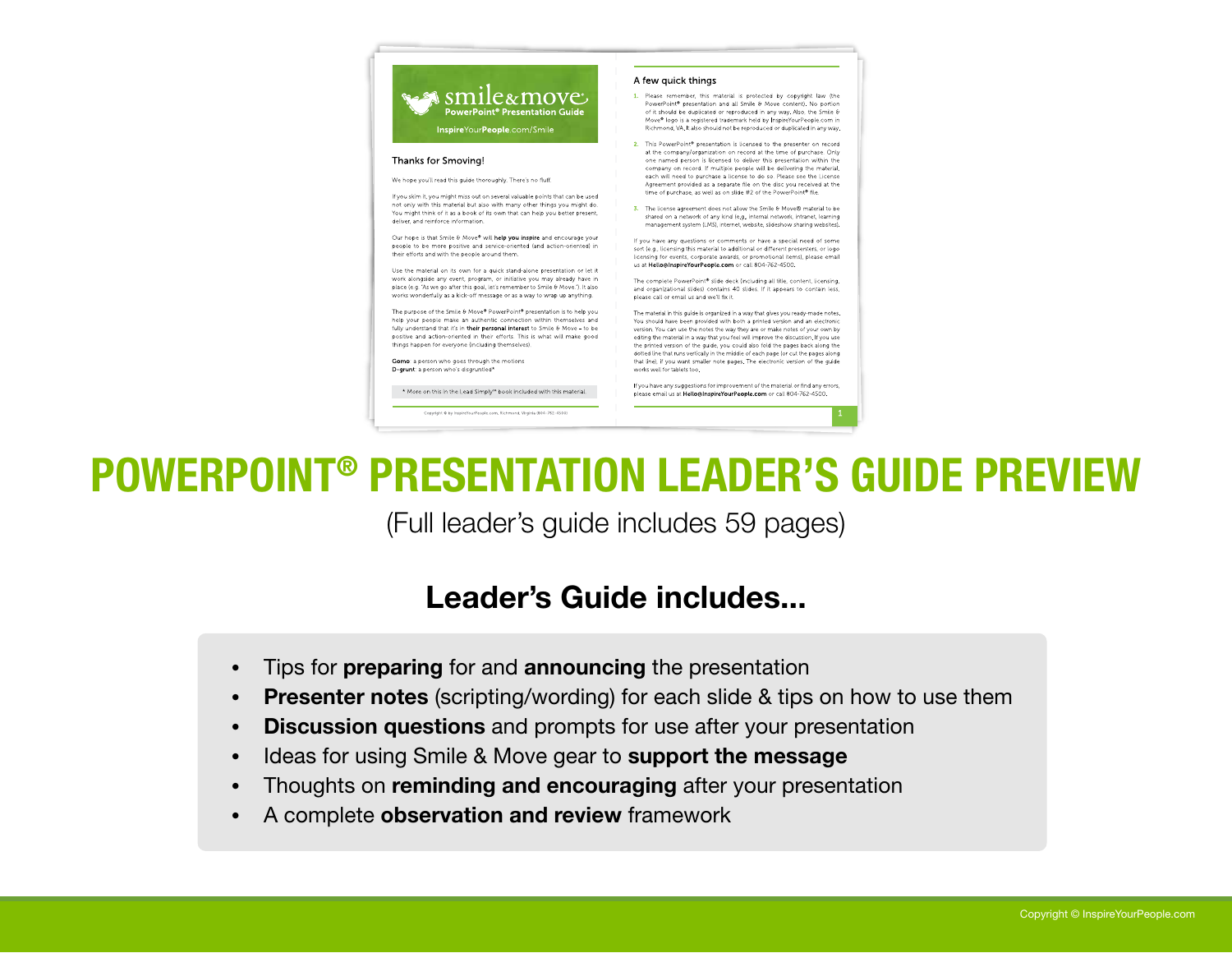**smile&move** PowerPoint® Presentation Guide
InspireYourPeople.com/Smile

### Thanks for Smoving!

We hope you'll read this guide thoroughly. There's no fluff.

If you skim it, you might miss out on several valuable points that can be used not only with this material but also with many other things you might do. You might think of it as a book of its own that can help you better present, deliver, and reinforce information.

Our hope is that Smile & Move® will **help you inspire** and encourage your people to be more positive and service-oriented (and action-oriented) in their efforts and with the people around them.

Use the material on its own for a quick stand-alone presentation or let it work alongside any event, program, or initiative you may already have in place (e.g. "As we go after this goal, let's remember to Smile & Move."). It also works wonderfully as a kick-off message or as a way to wrap up anything.

The purpose of the Smile & Move® PowerPoint® presentation is to help you help your people make an authentic connection within themselves and fully understand that it's in **their personal interest** to Smile & Move – to be positive and action-oriented in their efforts. This is what will make good things happen for everyone (including themselves).

**Gomo**: a person who goes through the motions
**D-grunt**: a person who's disgruntled*

\* More on this in the Lead Simply™ book included with this material.

Copyright © by InspireYourPeople.com, Richmond, Virginia (804-762-4500)

### A few quick things

1. Please remember, this material is protected by copyright law (the PowerPoint® presentation and all Smile & Move content). No portion of it should be duplicated or reproduced in any way. Also, the Smile & Move® logo is a registered trademark held by InspireYourPeople.com in Richmond, VA. It also should not be reproduced or duplicated in any way.
2. This PowerPoint® presentation is licensed to the presenter on record at the company/organization on record at the time of purchase. Only one named person is licensed to deliver this presentation within the company on record. If multiple people will be delivering the material, each will need to purchase a license to do so. Please see the License Agreement provided as a separate file on the disc you received at the time of purchase, as well as on slide #2 of the PowerPoint® file.
3. The license agreement does not allow the Smile & Move® material to be shared on a network of any kind (e.g., internal network, intranet, learning management system (LMS), internet, website, slideshow sharing websites).

If you have any questions or comments or have a special need of some sort (e.g., licensing this material to additional or different presenters, or logo licensing for events, corporate awards, or promotional items), please email us at **Hello@InspireYourPeople.com** or call 804-762-4500.

The complete PowerPoint® slide deck (including all title, content, licensing, and organizational slides) contains 40 slides. If it appears to contain less, please call or email us and we'll fix it.

The material in this guide is organized in a way that gives you ready-made notes. You should have been provided with both a printed version and an electronic version. You can use the notes the way they are or make notes of your own by editing the material in a way that you feel will improve the discussion. If you use the printed version of the guide, you could also fold the pages back along the dotted line that runs vertically in the middle of each page (or cut the pages along that line), if you want smaller note pages. The electronic version of the guide works well for tablets too.

If you have any suggestions for improvement of the material or find any errors, please email us at **Hello@InspireYourPeople.com** or call 804-762-4500.

# POWERPOINT® PRESENTATION LEADER'S GUIDE PREVIEW

(Full leader's guide includes 59 pages)

## Leader's Guide includes...

- Tips for **preparing** for and **announcing** the presentation
- **Presenter notes** (scripting/wording) for each slide & tips on how to use them
- **Discussion questions** and prompts for use after your presentation
- Ideas for using Smile & Move gear to **support the message**
- Thoughts on **reminding and encouraging** after your presentation
- A complete **observation and review** framework

Copyright © InspireYourPeople.com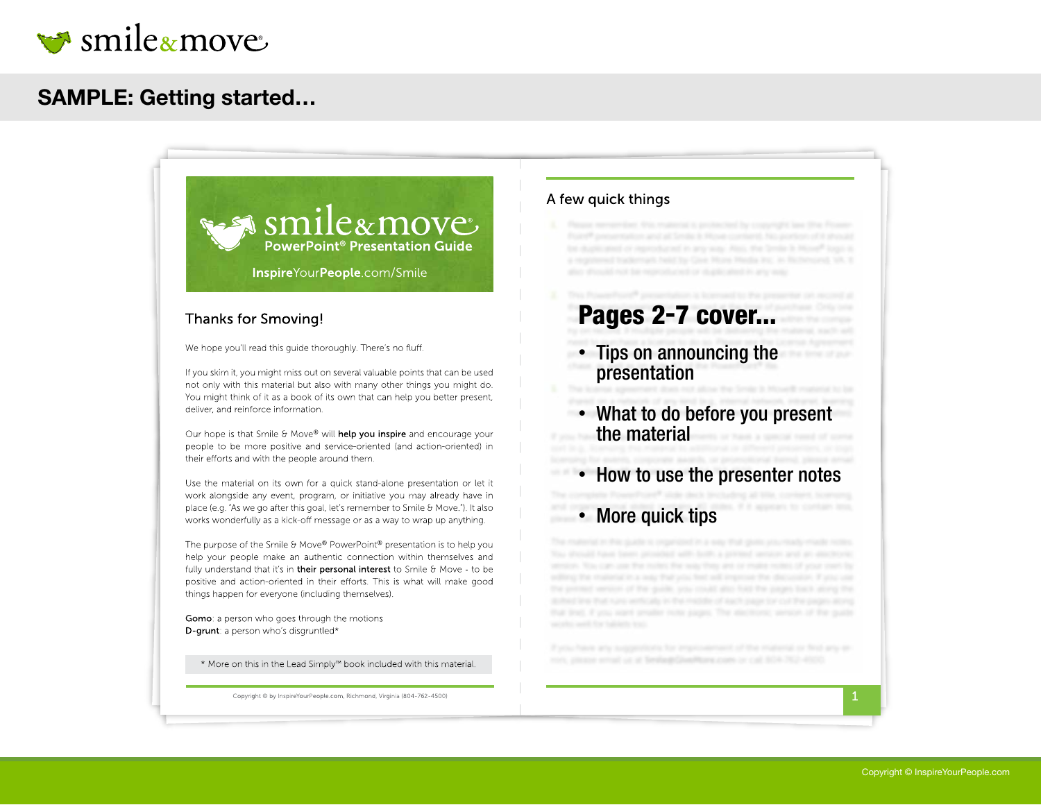# SAMPLE: Getting started...

smile & move® PowerPoint® Presentation Guide

InspireYourPeople.com/Smile

## Thanks for Smoving!

We hope you'll read this guide thoroughly. There's no fluff.

If you skim it, you might miss out on several valuable points that can be used not only with this material but also with many other things you might do. You might think of it as a book of its own that can help you better present, deliver, and reinforce information.

Our hope is that Smile & Move® will **help you inspire** and encourage your people to be more positive and service-oriented (and action-oriented) in their efforts and with the people around them.

Use the material on its own for a quick stand-alone presentation or let it work alongside any event, program, or initiative you may already have in place (e.g. "As we go after this goal, let's remember to Smile & Move."). It also works wonderfully as a kick-off message or as a way to wrap up anything.

The purpose of the Smile & Move® PowerPoint® presentation is to help you help your people make an authentic connection within themselves and fully understand that it's in **their personal interest** to Smile & Move - to be positive and action-oriented in their efforts. This is what will make good things happen for everyone (including themselves).

**Gomo**: a person who goes through the motions
**D-grunt**: a person who's disgruntled*

* More on this in the Lead Simply™ book included with this material.

Copyright © by InspireYourPeople.com, Richmond, Virginia (804-762-4500)

## A few quick things

# Pages 2-7 cover...

- Tips on announcing the presentation
- What to do before you present the material
- How to use the presenter notes
- More quick tips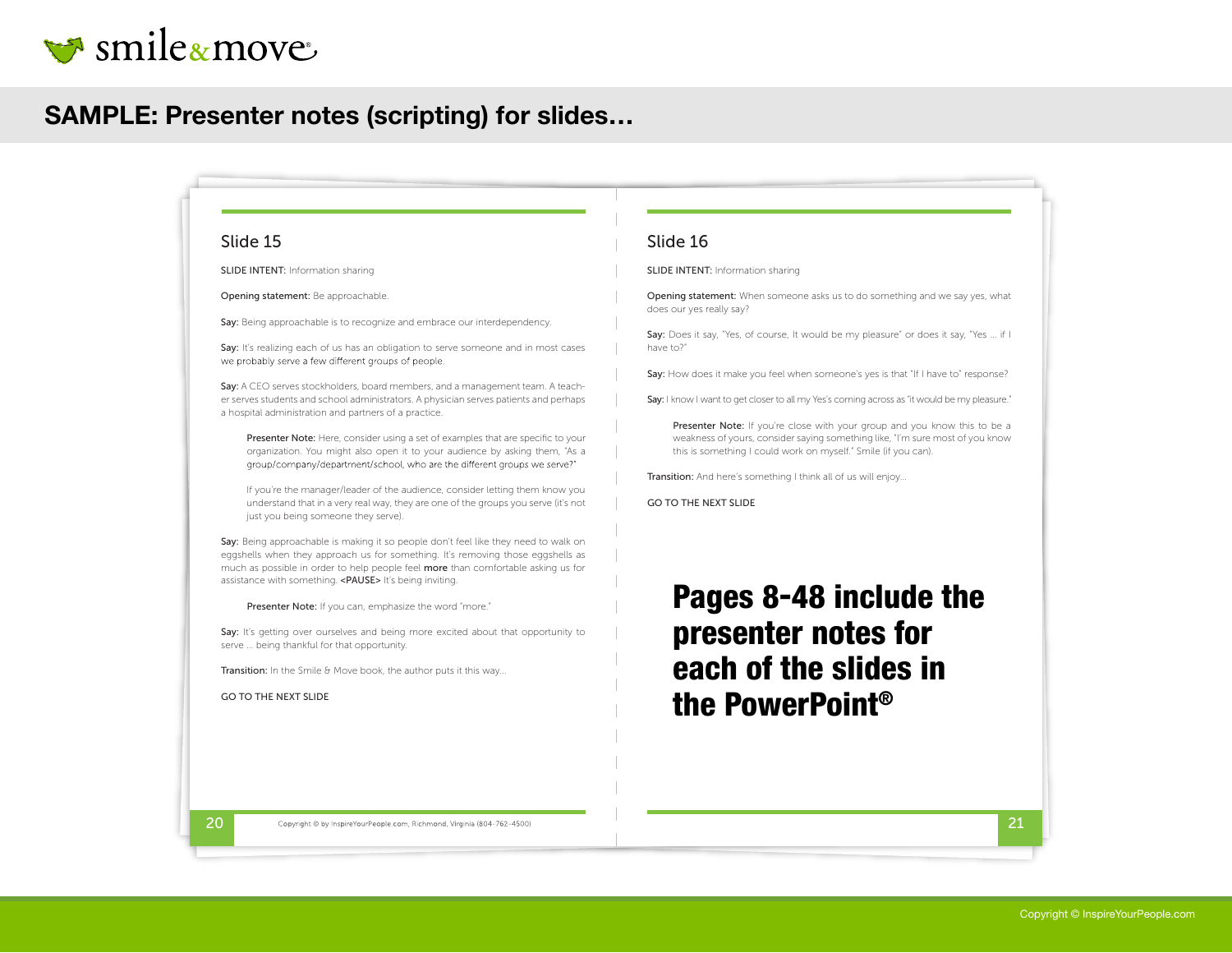# SAMPLE: Presenter notes (scripting) for slides…

## Slide 15

SLIDE INTENT: Information sharing

**Opening statement:** Be approachable.

**Say:** Being approachable is to recognize and embrace our interdependency.

**Say:** It's realizing each of us has an obligation to serve someone and in most cases we probably serve a few different groups of people.

**Say:** A CEO serves stockholders, board members, and a management team. A teacher serves students and school administrators. A physician serves patients and perhaps a hospital administration and partners of a practice.

> **Presenter Note:** Here, consider using a set of examples that are specific to your organization. You might also open it to your audience by asking them, "As a group/company/department/school, who are the different groups we serve?"
>
> If you're the manager/leader of the audience, consider letting them know you understand that in a very real way, they are one of the groups you serve (it's not just you being someone they serve).

**Say:** Being approachable is making it so people don't feel like they need to walk on eggshells when they approach us for something. It's removing those eggshells as much as possible in order to help people feel **more** than comfortable asking us for assistance with something. <PAUSE> It's being inviting.

> **Presenter Note:** If you can, emphasize the word "more."

**Say:** It's getting over ourselves and being more excited about that opportunity to serve … being thankful for that opportunity.

**Transition:** In the Smile & Move book, the author puts it this way…

GO TO THE NEXT SLIDE

Copyright © by InspireYourPeople.com, Richmond, Virginia (804-762-4500)

## Slide 16

SLIDE INTENT: Information sharing

**Opening statement:** When someone asks us to do something and we say yes, what does our yes really say?

**Say:** Does it say, "Yes, of course, It would be my pleasure" or does it say, "Yes … if I have to?"

**Say:** How does it make you feel when someone's yes is that "If I have to" response?

**Say:** I know I want to get closer to all my Yes's coming across as "it would be my pleasure."

> **Presenter Note:** If you're close with your group and you know this to be a weakness of yours, consider saying something like, "I'm sure most of you know this is something I could work on myself." Smile (if you can).

**Transition:** And here's something I think all of us will enjoy…

GO TO THE NEXT SLIDE

**Pages 8-48 include the presenter notes for each of the slides in the PowerPoint®**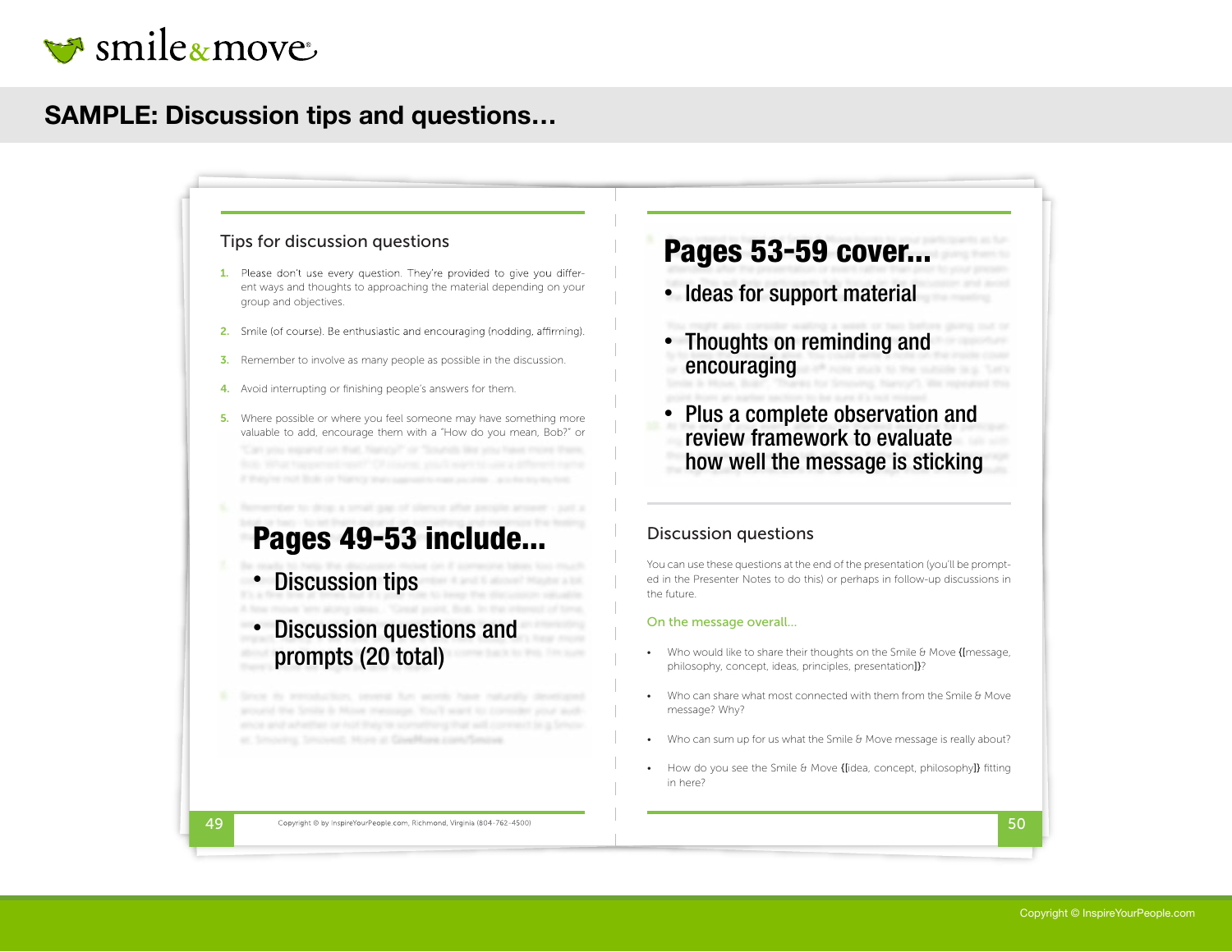# SAMPLE: Discussion tips and questions…

## Tips for discussion questions

1. Please don't use every question. They're provided to give you different ways and thoughts to approaching the material depending on your group and objectives.
2. Smile (of course). Be enthusiastic and encouraging (nodding, affirming).
3. Remember to involve as many people as possible in the discussion.
4. Avoid interrupting or finishing people's answers for them.
5. Where possible or where you feel someone may have something more valuable to add, encourage them with a "How do you mean, Bob?" or

**Pages 49-53 include…**

- Discussion tips
- Discussion questions and prompts (20 total)

**Pages 53-59 cover…**

- Ideas for support material
- Thoughts on reminding and encouraging
- Plus a complete observation and review framework to evaluate how well the message is sticking

## Discussion questions

You can use these questions at the end of the presentation (you'll be prompted in the Presenter Notes to do this) or perhaps in follow-up discussions in the future.

### On the message overall…

- Who would like to share their thoughts on the Smile & Move {[message, philosophy, concept, ideas, principles, presentation]}?
- Who can share what most connected with them from the Smile & Move message? Why?
- Who can sum up for us what the Smile & Move message is really about?
- How do you see the Smile & Move {[idea, concept, philosophy]} fitting in here?

Copyright © by InspireYourPeople.com, Richmond, Virginia (804-762-4500)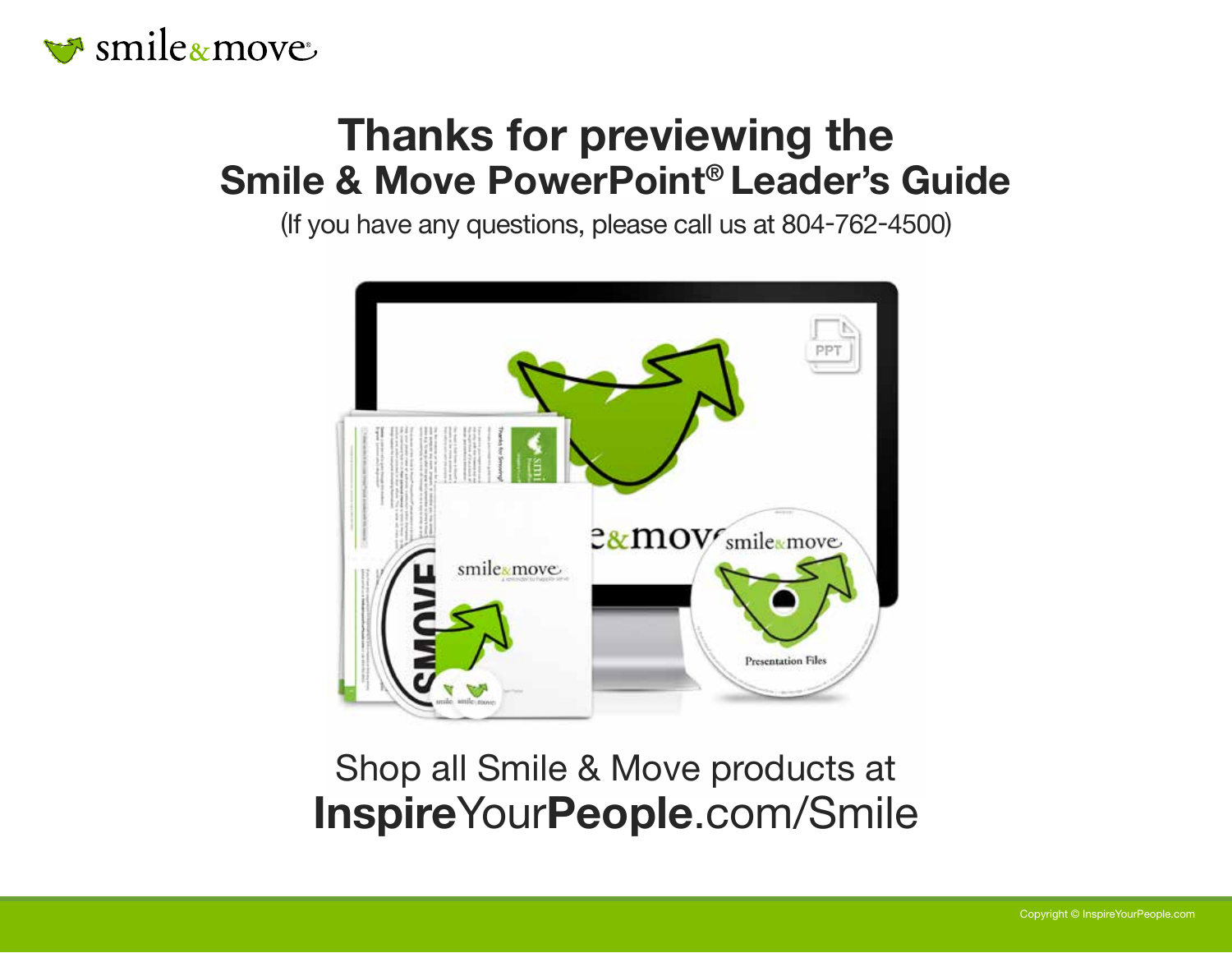smile&move

# Thanks for previewing the
## Smile & Move PowerPoint® Leader's Guide

(If you have any questions, please call us at 804-762-4500)

Shop all Smile & Move products at

**Inspire**Your**People**.com/Smile

Copyright © InspireYourPeople.com